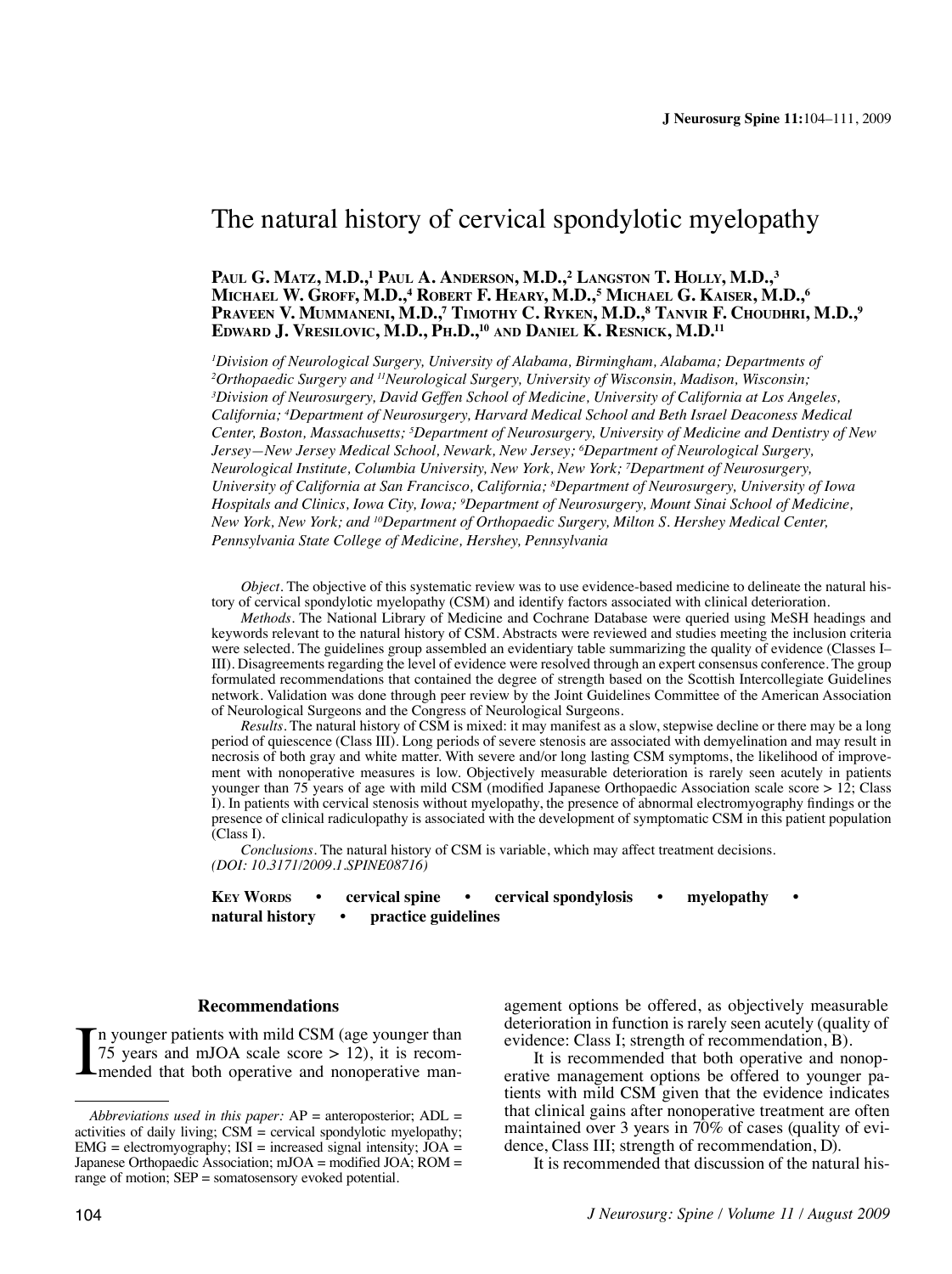# The natural history of cervical spondylotic myelopathy

**Paul G. Matz, M.D.,[1] Paul A. Anderson, M.D.,[2] Langston T. Holly, M.D.,[3] Michael W. Groff, M.D.,[4] Robert F. Heary, M.D.,[5] Michael G. Kaiser, M.D.,[6] Praveen V. Mummaneni, M.D.,[7] Timothy C. Ryken, M.D.,[8] Tanvir F. Choudhri, M.D.,[9] Edward J. Vresilovic, M.D., Ph.D.,[10] and Daniel K. Resnick, M.D.[11]**

*[1]Division of Neurological Surgery, University of Alabama, Birmingham, Alabama; Departments of [2]Orthopaedic Surgery and [11]Neurological Surgery, University of Wisconsin, Madison, Wisconsin; [3]Division of Neurosurgery, David Geffen School of Medicine, University of California at Los Angeles, California; [4]Department of Neurosurgery, Harvard Medical School and Beth Israel Deaconess Medical Center, Boston, Massachusetts; [5]Department of Neurosurgery, University of Medicine and Dentistry of New Jersey—New Jersey Medical School, Newark, New Jersey; [6]Department of Neurological Surgery, Neurological Institute, Columbia University, New York, New York; [7]Department of Neurosurgery, University of California at San Francisco, California; [8]Department of Neurosurgery, University of Iowa Hospitals and Clinics, Iowa City, Iowa; [9]Department of Neurosurgery, Mount Sinai School of Medicine, New York, New York; and [10]Department of Orthopaedic Surgery, Milton S. Hershey Medical Center, Pennsylvania State College of Medicine, Hershey, Pennsylvania*

*Object.* The objective of this systematic review was to use evidence-based medicine to delineate the natural history of cervical spondylotic myelopathy (CSM) and identify factors associated with clinical deterioration.

*Methods.* The National Library of Medicine and Cochrane Database were queried using MeSH headings and keywords relevant to the natural history of CSM. Abstracts were reviewed and studies meeting the inclusion criteria were selected. The guidelines group assembled an evidentiary table summarizing the quality of evidence (Classes I–III). Disagreements regarding the level of evidence were resolved through an expert consensus conference. The group formulated recommendations that contained the degree of strength based on the Scottish Intercollegiate Guidelines network. Validation was done through peer review by the Joint Guidelines Committee of the American Association of Neurological Surgeons and the Congress of Neurological Surgeons.

*Results.* The natural history of CSM is mixed: it may manifest as a slow, stepwise decline or there may be a long period of quiescence (Class III). Long periods of severe stenosis are associated with demyelination and may result in necrosis of both gray and white matter. With severe and/or long lasting CSM symptoms, the likelihood of improvement with nonoperative measures is low. Objectively measurable deterioration is rarely seen acutely in patients younger than 75 years of age with mild CSM (modified Japanese Orthopaedic Association scale score > 12; Class I). In patients with cervical stenosis without myelopathy, the presence of abnormal electromyography findings or the presence of clinical radiculopathy is associated with the development of symptomatic CSM in this patient population (Class I).

*Conclusions.* The natural history of CSM is variable, which may affect treatment decisions.
*(DOI: 10.3171/2009.1.SPINE08716)*

**Key Words** • **cervical spine** • **cervical spondylosis** • **myelopathy** • **natural history** • **practice guidelines**

## Recommendations

In younger patients with mild CSM (age younger than 75 years and mJOA scale score > 12), it is recommended that both operative and nonoperative management options be offered, as objectively measurable deterioration in function is rarely seen acutely (quality of evidence: Class I; strength of recommendation, B).

It is recommended that both operative and nonoperative management options be offered to younger patients with mild CSM given that the evidence indicates that clinical gains after nonoperative treatment are often maintained over 3 years in 70% of cases (quality of evidence, Class III; strength of recommendation, D).

It is recommended that discussion of the natural his-

*Abbreviations used in this paper:* AP = anteroposterior; ADL = activities of daily living; CSM = cervical spondylotic myelopathy; EMG = electromyography; ISI = increased signal intensity; JOA = Japanese Orthopaedic Association; mJOA = modified JOA; ROM = range of motion; SEP = somatosensory evoked potential.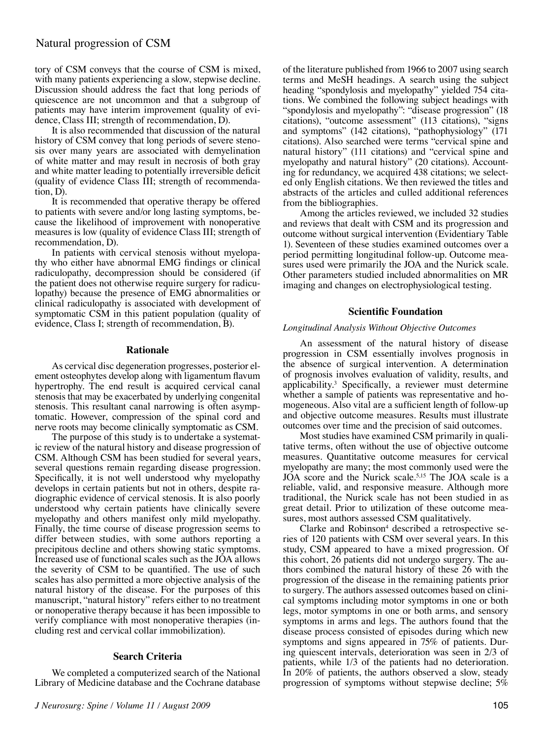tory of CSM conveys that the course of CSM is mixed, with many patients experiencing a slow, stepwise decline. Discussion should address the fact that long periods of quiescence are not uncommon and that a subgroup of patients may have interim improvement (quality of evidence, Class III; strength of recommendation, D).

It is also recommended that discussion of the natural history of CSM convey that long periods of severe stenosis over many years are associated with demyelination of white matter and may result in necrosis of both gray and white matter leading to potentially irreversible deficit (quality of evidence Class III; strength of recommendation, D).

It is recommended that operative therapy be offered to patients with severe and/or long lasting symptoms, because the likelihood of improvement with nonoperative measures is low (quality of evidence Class III; strength of recommendation, D).

In patients with cervical stenosis without myelopathy who either have abnormal EMG findings or clinical radiculopathy, decompression should be considered (if the patient does not otherwise require surgery for radiculopathy) because the presence of EMG abnormalities or clinical radiculopathy is associated with development of symptomatic CSM in this patient population (quality of evidence, Class I; strength of recommendation, B).

## Rationale

As cervical disc degeneration progresses, posterior element osteophytes develop along with ligamentum flavum hypertrophy. The end result is acquired cervical canal stenosis that may be exacerbated by underlying congenital stenosis. This resultant canal narrowing is often asymptomatic. However, compression of the spinal cord and nerve roots may become clinically symptomatic as CSM.

The purpose of this study is to undertake a systematic review of the natural history and disease progression of CSM. Although CSM has been studied for several years, several questions remain regarding disease progression. Specifically, it is not well understood why myelopathy develops in certain patients but not in others, despite radiographic evidence of cervical stenosis. It is also poorly understood why certain patients have clinically severe myelopathy and others manifest only mild myelopathy. Finally, the time course of disease progression seems to differ between studies, with some authors reporting a precipitous decline and others showing static symptoms. Increased use of functional scales such as the JOA allows the severity of CSM to be quantified. The use of such scales has also permitted a more objective analysis of the natural history of the disease. For the purposes of this manuscript, "natural history" refers either to no treatment or nonoperative therapy because it has been impossible to verify compliance with most nonoperative therapies (including rest and cervical collar immobilization).

## Search Criteria

We completed a computerized search of the National Library of Medicine database and the Cochrane database of the literature published from 1966 to 2007 using search terms and MeSH headings. A search using the subject heading "spondylosis and myelopathy" yielded 754 citations. We combined the following subject headings with "spondylosis and myelopathy": "disease progression" (18 citations), "outcome assessment" (113 citations), "signs and symptoms" (142 citations), "pathophysiology" (171 citations). Also searched were terms "cervical spine and natural history" (111 citations) and "cervical spine and myelopathy and natural history" (20 citations). Accounting for redundancy, we acquired 438 citations; we selected only English citations. We then reviewed the titles and abstracts of the articles and culled additional references from the bibliographies.

Among the articles reviewed, we included 32 studies and reviews that dealt with CSM and its progression and outcome without surgical intervention (Evidentiary Table 1). Seventeen of these studies examined outcomes over a period permitting longitudinal follow-up. Outcome measures used were primarily the JOA and the Nurick scale. Other parameters studied included abnormalities on MR imaging and changes on electrophysiological testing.

## Scientific Foundation

### *Longitudinal Analysis Without Objective Outcomes*

An assessment of the natural history of disease progression in CSM essentially involves prognosis in the absence of surgical intervention. A determination of prognosis involves evaluation of validity, results, and applicability.[3] Specifically, a reviewer must determine whether a sample of patients was representative and homogeneous. Also vital are a sufficient length of follow-up and objective outcome measures. Results must illustrate outcomes over time and the precision of said outcomes.

Most studies have examined CSM primarily in qualitative terms, often without the use of objective outcome measures. Quantitative outcome measures for cervical myelopathy are many; the most commonly used were the JOA score and the Nurick scale.[5,15] The JOA scale is a reliable, valid, and responsive measure. Although more traditional, the Nurick scale has not been studied in as great detail. Prior to utilization of these outcome measures, most authors assessed CSM qualitatively.

Clarke and Robinson[4] described a retrospective series of 120 patients with CSM over several years. In this study, CSM appeared to have a mixed progression. Of this cohort, 26 patients did not undergo surgery. The authors combined the natural history of these 26 with the progression of the disease in the remaining patients prior to surgery. The authors assessed outcomes based on clinical symptoms including motor symptoms in one or both legs, motor symptoms in one or both arms, and sensory symptoms in arms and legs. The authors found that the disease process consisted of episodes during which new symptoms and signs appeared in 75% of patients. During quiescent intervals, deterioration was seen in 2/3 of patients, while 1/3 of the patients had no deterioration. In 20% of patients, the authors observed a slow, steady progression of symptoms without stepwise decline; 5%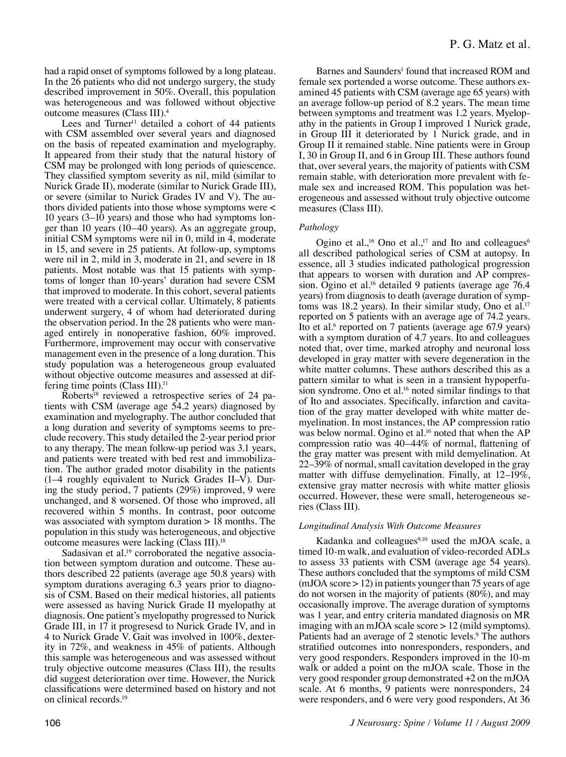had a rapid onset of symptoms followed by a long plateau. In the 26 patients who did not undergo surgery, the study described improvement in 50%. Overall, this population was heterogeneous and was followed without objective outcome measures (Class III).[4]

Lees and Turner[11] detailed a cohort of 44 patients with CSM assembled over several years and diagnosed on the basis of repeated examination and myelography. It appeared from their study that the natural history of CSM may be prolonged with long periods of quiescence. They classified symptom severity as nil, mild (similar to Nurick Grade II), moderate (similar to Nurick Grade III), or severe (similar to Nurick Grades IV and V). The authors divided patients into those whose symptoms were < 10 years (3–10 years) and those who had symptoms longer than 10 years (10–40 years). As an aggregate group, initial CSM symptoms were nil in 0, mild in 4, moderate in 15, and severe in 25 patients. At follow-up, symptoms were nil in 2, mild in 3, moderate in 21, and severe in 18 patients. Most notable was that 15 patients with symptoms of longer than 10-years' duration had severe CSM that improved to moderate. In this cohort, several patients were treated with a cervical collar. Ultimately, 8 patients underwent surgery, 4 of whom had deteriorated during the observation period. In the 28 patients who were managed entirely in nonoperative fashion, 60% improved. Furthermore, improvement may occur with conservative management even in the presence of a long duration. This study population was a heterogeneous group evaluated without objective outcome measures and assessed at differing time points (Class III).[11]

Roberts[18] reviewed a retrospective series of 24 patients with CSM (average age 54.2 years) diagnosed by examination and myelography. The author concluded that a long duration and severity of symptoms seems to preclude recovery. This study detailed the 2-year period prior to any therapy. The mean follow-up period was 3.1 years, and patients were treated with bed rest and immobilization. The author graded motor disability in the patients (1–4 roughly equivalent to Nurick Grades II–V). During the study period, 7 patients (29%) improved, 9 were unchanged, and 8 worsened. Of those who improved, all recovered within 5 months. In contrast, poor outcome was associated with symptom duration > 18 months. The population in this study was heterogeneous, and objective outcome measures were lacking (Class III).[18]

Sadasivan et al.[19] corroborated the negative association between symptom duration and outcome. These authors described 22 patients (average age 50.8 years) with symptom durations averaging 6.3 years prior to diagnosis of CSM. Based on their medical histories, all patients were assessed as having Nurick Grade II myelopathy at diagnosis. One patient's myelopathy progressed to Nurick Grade III, in 17 it progresesd to Nurick Grade IV, and in 4 to Nurick Grade V. Gait was involved in 100%, dexterity in 72%, and weakness in 45% of patients. Although this sample was heterogeneous and was assessed without truly objective outcome measures (Class III), the results did suggest deterioration over time. However, the Nurick classifications were determined based on history and not on clinical records.[19]

Barnes and Saunders[1] found that increased ROM and female sex portended a worse outcome. These authors examined 45 patients with CSM (average age 65 years) with an average follow-up period of 8.2 years. The mean time between symptoms and treatment was 1.2 years. Myelopathy in the patients in Group I improved 1 Nurick grade, in Group III it deteriorated by 1 Nurick grade, and in Group II it remained stable. Nine patients were in Group I, 30 in Group II, and 6 in Group III. These authors found that, over several years, the majority of patients with CSM remain stable, with deterioration more prevalent with female sex and increased ROM. This population was heterogeneous and assessed without truly objective outcome measures (Class III).

*Pathology*

Ogino et al.,[16] Ono et al.,[17] and Ito and colleagues[6] all described pathological series of CSM at autopsy. In essence, all 3 studies indicated pathological progression that appears to worsen with duration and AP compression. Ogino et al.[16] detailed 9 patients (average age 76.4 years) from diagnosis to death (average duration of symptoms was 18.2 years). In their similar study, Ono et al.[17] reported on 5 patients with an average age of 74.2 years. Ito et al.[6] reported on 7 patients (average age 67.9 years) with a symptom duration of 4.7 years. Ito and colleagues noted that, over time, marked atrophy and neuronal loss developed in gray matter with severe degeneration in the white matter columns. These authors described this as a pattern similar to what is seen in a transient hypoperfusion syndrome. Ono et al.[16] noted similar findings to that of Ito and associates. Specifically, infarction and cavitation of the gray matter developed with white matter demyelination. In most instances, the AP compression ratio was below normal. Ogino et al.[16] noted that when the AP compression ratio was 40–44% of normal, flattening of the gray matter was present with mild demyelination. At 22–39% of normal, small cavitation developed in the gray matter with diffuse demyelination. Finally, at 12–19%, extensive gray matter necrosis with white matter gliosis occurred. However, these were small, heterogeneous series (Class III).

*Longitudinal Analysis With Outcome Measures*

Kadanka and colleagues[9,10] used the mJOA scale, a timed 10-m walk, and evaluation of video-recorded ADLs to assess 33 patients with CSM (average age 54 years). These authors concluded that the symptoms of mild CSM (mJOA score > 12) in patients younger than 75 years of age do not worsen in the majority of patients (80%), and may occasionally improve. The average duration of symptoms was 1 year, and entry criteria mandated diagnosis on MR imaging with an mJOA scale score > 12 (mild symptoms). Patients had an average of 2 stenotic levels.[9] The authors stratified outcomes into nonresponders, responders, and very good responders. Responders improved in the 10-m walk or added a point on the mJOA scale. Those in the very good responder group demonstrated +2 on the mJOA scale. At 6 months, 9 patients were nonresponders, 24 were responders, and 6 were very good responders, At 36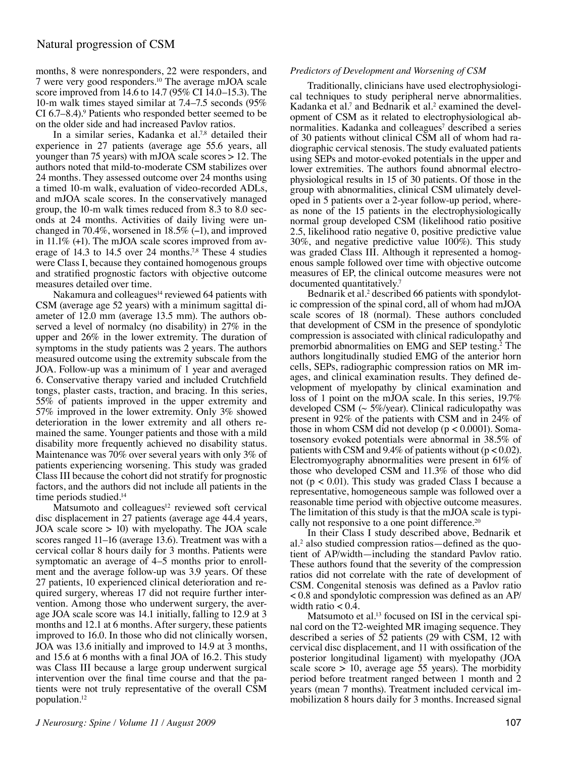months, 8 were nonresponders, 22 were responders, and 7 were very good responders.[10] The average mJOA scale score improved from 14.6 to 14.7 (95% CI 14.0–15.3). The 10-m walk times stayed similar at 7.4–7.5 seconds (95% CI 6.7–8.4).[9] Patients who responded better seemed to be on the older side and had increased Pavlov ratios.

In a similar series, Kadanka et al.[7,8] detailed their experience in 27 patients (average age 55.6 years, all younger than 75 years) with mJOA scale scores > 12. The authors noted that mild-to-moderate CSM stabilizes over 24 months. They assessed outcome over 24 months using a timed 10-m walk, evaluation of video-recorded ADLs, and mJOA scale scores. In the conservatively managed group, the 10-m walk times reduced from 8.3 to 8.0 seconds at 24 months. Activities of daily living were unchanged in 70.4%, worsened in 18.5% (–1), and improved in 11.1% (+1). The mJOA scale scores improved from average of 14.3 to 14.5 over 24 months.[7,8] These 4 studies were Class I, because they contained homogenous groups and stratified prognostic factors with objective outcome measures detailed over time.

Nakamura and colleagues[14] reviewed 64 patients with CSM (average age 52 years) with a minimum sagittal diameter of 12.0 mm (average 13.5 mm). The authors observed a level of normalcy (no disability) in 27% in the upper and 26% in the lower extremity. The duration of symptoms in the study patients was 2 years. The authors measured outcome using the extremity subscale from the JOA. Follow-up was a minimum of 1 year and averaged 6. Conservative therapy varied and included Crutchfield tongs, plaster casts, traction, and bracing. In this series, 55% of patients improved in the upper extremity and 57% improved in the lower extremity. Only 3% showed deterioration in the lower extremity and all others remained the same. Younger patients and those with a mild disability more frequently achieved no disability status. Maintenance was 70% over several years with only 3% of patients experiencing worsening. This study was graded Class III because the cohort did not stratify for prognostic factors, and the authors did not include all patients in the time periods studied.[14]

Matsumoto and colleagues[12] reviewed soft cervical disc displacement in 27 patients (average age 44.4 years, JOA scale score > 10) with myelopathy. The JOA scale scores ranged 11–16 (average 13.6). Treatment was with a cervical collar 8 hours daily for 3 months. Patients were symptomatic an average of 4–5 months prior to enrollment and the average follow-up was 3.9 years. Of these 27 patients, 10 experienced clinical deterioration and required surgery, whereas 17 did not require further intervention. Among those who underwent surgery, the average JOA scale score was 14.1 initially, falling to 12.9 at 3 months and 12.1 at 6 months. After surgery, these patients improved to 16.0. In those who did not clinically worsen, JOA was 13.6 initially and improved to 14.9 at 3 months, and 15.6 at 6 months with a final JOA of 16.2. This study was Class III because a large group underwent surgical intervention over the final time course and that the patients were not truly representative of the overall CSM population.[12]

*Predictors of Development and Worsening of CSM*

Traditionally, clinicians have used electrophysiological techniques to study peripheral nerve abnormalities. Kadanka et al.[7] and Bednarik et al.[2] examined the development of CSM as it related to electrophysiological abnormalities. Kadanka and colleagues[7] described a series of 30 patients without clinical CSM all of whom had radiographic cervical stenosis. The study evaluated patients using SEPs and motor-evoked potentials in the upper and lower extremities. The authors found abnormal electrophysiological results in 15 of 30 patients. Of those in the group with abnormalities, clinical CSM ulimately developed in 5 patients over a 2-year follow-up period, whereas none of the 15 patients in the electrophysiologically normal group developed CSM (likelihood ratio positive 2.5, likelihood ratio negative 0, positive predictive value 30%, and negative predictive value 100%). This study was graded Class III. Although it represented a homogenous sample followed over time with objective outcome measures of EP, the clinical outcome measures were not documented quantitatively.[7]

Bednarik et al.[2] described 66 patients with spondylotic compression of the spinal cord, all of whom had mJOA scale scores of 18 (normal). These authors concluded that development of CSM in the presence of spondylotic compression is associated with clinical radiculopathy and premorbid abnormalities on EMG and SEP testing.[2] The authors longitudinally studied EMG of the anterior horn cells, SEPs, radiographic compression ratios on MR images, and clinical examination results. They defined development of myelopathy by clinical examination and loss of 1 point on the mJOA scale. In this series, 19.7% developed CSM (~ 5%/year). Clinical radiculopathy was present in 92% of the patients with CSM and in 24% of those in whom CSM did not develop ($p < 0.0001$). Somatosensory evoked potentials were abnormal in 38.5% of patients with CSM and 9.4% of patients without ($p < 0.02$). Electromyography abnormalities were present in 61% of those who developed CSM and 11.3% of those who did not ($p < 0.01$). This study was graded Class I because a representative, homogeneous sample was followed over a reasonable time period with objective outcome measures. The limitation of this study is that the mJOA scale is typically not responsive to a one point difference.[20]

In their Class I study described above, Bednarik et al.[2] also studied compression ratios—defined as the quotient of AP/width—including the standard Pavlov ratio. These authors found that the severity of the compression ratios did not correlate with the rate of development of CSM. Congenital stenosis was defined as a Pavlov ratio < 0.8 and spondylotic compression was defined as an AP/width ratio < 0.4.

Matsumoto et al.[13] focused on ISI in the cervical spinal cord on the T2-weighted MR imaging sequence. They described a series of 52 patients (29 with CSM, 12 with cervical disc displacement, and 11 with ossification of the posterior longitudinal ligament) with myelopathy (JOA scale score > 10, average age 55 years). The morbidity period before treatment ranged between 1 month and 2 years (mean 7 months). Treatment included cervical immobilization 8 hours daily for 3 months. Increased signal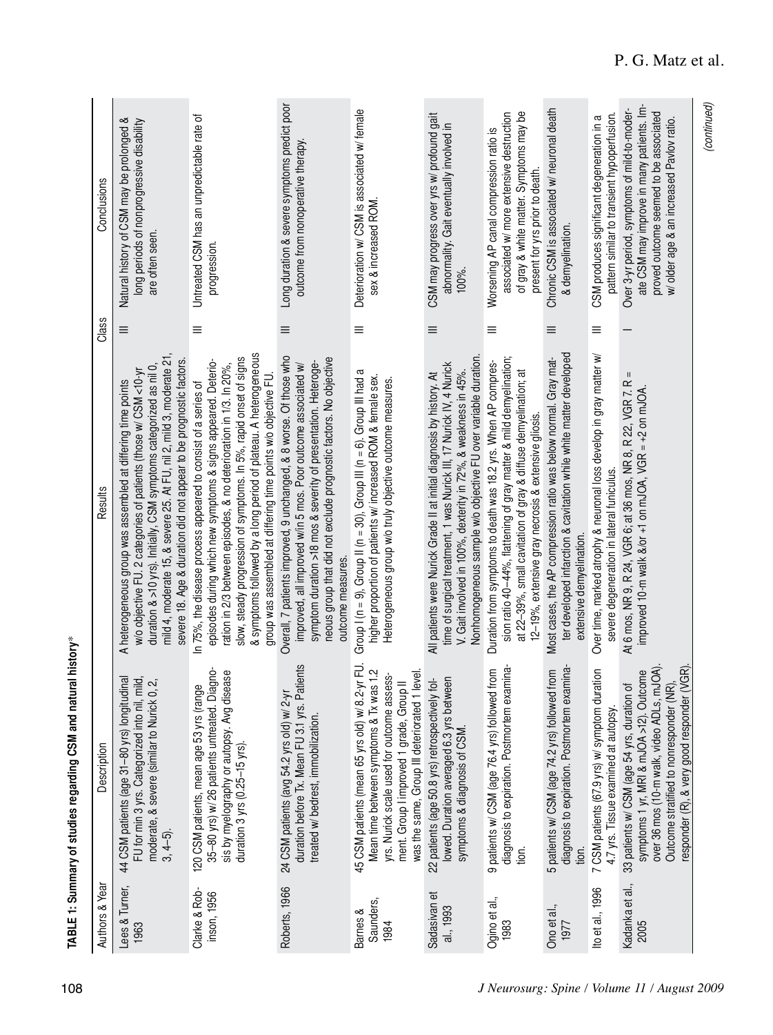**TABLE 1: Summary of studies regarding CSM and natural history***

| Authors & Year | Description | Results | Class | Conclusions |
|---|---|---|---|---|
| Lees & Turner, 1963 | 44 CSM patients (age 31–80 yrs) longitudinal FU for min 3 yrs. Categorized into nil, mild, moderate, & severe (similar to Nurick 0, 2, 3, 4–5). | A heterogeneous group was assembled at differing time points w/o objective FU. 2 categories of patients (those w/ CSM <10-yr duration & >10 yrs). Initially, CSM symptoms categorized as nil 0, mild 4, moderate 15, & severe 25. At FU, nil 2, mild 3, moderate 21, severe 18. Age & duration did not appear to be prognostic factors. | III | Natural history of CSM may be prolonged & long periods of nonprogressive disability are often seen. |
| Clarke & Robinson, 1956 | 120 CSM patients, mean age 53 yrs (range 35–80 yrs) w/ 26 patients untreated. Diagnosis by myelography or autopsy. Avg disease duration 3 yrs (0.25–15 yrs). | In 75%, the disease process appeared to consist of a series of episodes during which new symptoms & signs appeared. Deterioration in 2/3 between episodes, & no deterioration in 1/3. In 20%, slow, steady progression of symptoms. In 5%, rapid onset of signs & symptoms followed by a long period of plateau. A heterogeneous group was assembled at differing time points w/o objective FU. | III | Untreated CSM has an unpredictable rate of progression. |
| Roberts, 1966 | 24 CSM patients (avg 54.2 yrs old) w/ 2-yr duration before Tx. Mean FU 3.1 yrs. Patients treated w/ bedrest, immobilization. | Overall, 7 patients improved, 9 unchanged, & 8 worse. Of those who improved, all improved w/in 5 mos. Poor outcome associated w/ symptom duration >18 mos & severity of presentation. Heterogeneous group that did not exclude prognostic factors. No objective outcome measures. | III | Long duration & severe symptoms predict poor outcome from nonoperative therapy. |
| Barnes & Saunders, 1984 | 45 CSM patients (mean 65 yrs old) w/ 8.2-yr FU. Mean time between symptoms & Tx was 1.2 yrs. Nurick scale used for outcome assessment. Group I improved 1 grade, Group II was the same, Group III deteriorated 1 level. | Group I (n = 9), Group II (n = 30), Group III (n = 6). Group III had a higher proportion of patients w/ increased ROM & female sex. Heterogeneous group w/o truly objective outcome measures. | III | Deterioration w/ CSM is associated w/ female sex & increased ROM. |
| Sadasivan et al., 1993 | 22 patients (age 50.8 yrs) retrospectively followed. Duration averaged 6.3 yrs between symptoms & diagnosis of CSM. | All patients were Nurick Grade II at initial diagnosis by history. At time of surgical treatment, 1 was Nurick III, 17 Nurick IV, 4 Nurick V. Gait involved in 100%, dexterity in 72%, & weakness in 45%. Nonhomogeneous sample w/o objective FU over variable duration. | III | CSM may progress over yrs w/ profound gait abnormality. Gait eventually involved in 100%. |
| Ogino et al., 1983 | 9 patients w/ CSM (age 76.4 yrs) followed from diagnosis to expiration. Postmortem examination. | Duration from symptoms to death was 18.2 yrs. When AP compression ratio 40–44%, flattening of gray matter & mild demyelination; at 22–39%, small cavitation of gray & diffuse demyelination; at 12–19%, extensive gray necrosis & extensive gliosis. | III | Worsening AP canal compression ratio is associated w/ more extensive destruction of gray & white matter. Symptoms may be present for yrs prior to death. |
| Ono et al., 1977 | 5 patients w/ CSM (age 74.2 yrs) followed from diagnosis to expiration. Postmortem examination. | Most cases, the AP compression ratio was below normal. Gray matter developed infarction & cavitation while white matter developed extensive demyelination. | III | Chronic CSM is associated w/ neuronal death & demyelination. |
| Ito et al., 1996 | 7 CSM patients (67.9 yrs) w/ symptom duration 4.7 yrs. Tissue examined at autopsy. | Over time, marked atrophy & neuronal loss develop in gray matter w/ severe degeneration in lateral funiculus. | III | CSM produces significant degeneration in a pattern similar to transient hypoperfusion. |
| Kadanka et al., 2005 | 33 patients w/ CSM (age 54 yrs, duration of symptoms 1 yr, MRI & mJOA >12). Outcome over 36 mos (10-m walk, video ADLs, mJOA). Outcome stratified to nonresponder (NR), responder (R), & very good responder (VGR). | At 6 mos, NR 9, R 24, VGR 6; at 36 mos, NR 8, R 22, VGR 7. R = improved 10-m walk &/or +1 on mJOA, VGR = +2 on mJOA. | I | Over 3-yr period, symptoms of mild-to-moderate CSM may improve in many patients. Improved outcome seemed to be associated w/ older age & an increased Pavlov ratio. |

*(continued)*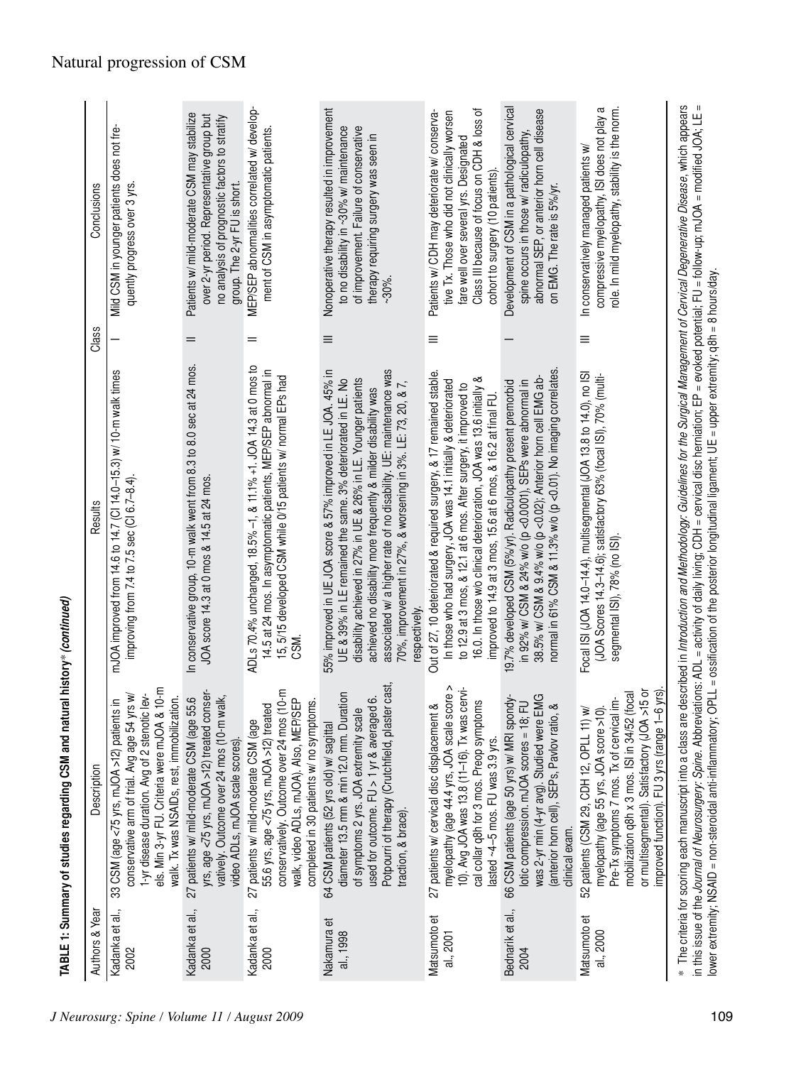# Natural progression of CSM

**TABLE 1: Summary of studies regarding CSM and natural history*** *(continued)*

| Authors & Year | Description | Results | Class | Conclusions |
|---|---|---|---|---|
| Kadanka et al., 2002 | 33 CSM (age <75 yrs, mJOA >12) patients in conservative arm of trial. Avg age 54 yrs w/ 1-yr disease duration. Avg of 2 stenotic levels. Min 3-yr FU. Criteria were mJOA & 10-m walk. Tx was NSAIDs, rest, immobilization. | mJOA improved from 14.6 to 14.7 (CI 14.0–15.3) w/ 10-m walk times improving from 7.4 to 7.5 sec (CI 6.7–8.4). | I | Mild CSM in younger patients does not frequently progress over 3 yrs. |
| Kadanka et al., 2000 | 27 patients w/ mild-moderate CSM (age 55.6 yrs, age <75 yrs, mJOA >12) treated conservatively. Outcome over 24 mos (10-m walk, video ADLs, mJOA scale scores). | In conservative group, 10-m walk went from 8.3 to 8.0 sec at 24 mos. JOA score 14.3 at 0 mos & 14.5 at 24 mos. | II | Patients w/ mild-moderate CSM may stabilize over 2-yr period. Representative group but no analysis of prognostic factors to stratify group. The 2-yr FU is short. |
| Kadanka et al., 2000 | 27 patients w/ mild-moderate CSM (age 55.6 yrs, age <75 yrs, mJOA >12) treated conservatively. Outcome over 24 mos (10-m walk, video ADLs, mJOA). Also, MEP/SEP completed in 30 patients w/ no symptoms. | ADLs 70.4% unchanged, 18.5% −1, & 11.1% +1. JOA 14.3 at 0 mos to 14.5 at 24 mos. In asymptomatic patients, MEP/SEP abnormal in 15, 5/15 developed CSM while 0/15 patients w/ normal EPs had CSM. | II | MEP/SEP abnormalities correlated w/ development of CSM in asymptomatic patients. |
| Nakamura et al., 1998 | 64 CSM patients (52 yrs old) w/ sagittal diameter 13.5 mm & min 12.0 mm. Duration of symptoms 2 yrs. JOA extremity scale used for outcome. FU > 1 yr & averaged 6. Potpourri of therapy (Crutchfield, plaster cast, traction, & brace). | 55% improved in UE JOA score & 57% improved in LE JOA. 45% in UE & 39% in LE remained the same. 3% deteriorated in LE. No disability achieved in 27% in UE & 26% in LE. Younger patients achieved no disability more frequently & milder disability was associated w/ a higher rate of no disability. UE: maintenance was 70%, improvement in 27%, & worsening in 3%. LE: 73, 20, & 7, respectively. | III | Nonoperative therapy resulted in improvement to no disability in ~30% w/ maintenance of improvement. Failure of conservative therapy requiring surgery was seen in ~30%. |
| Matsumoto et al., 2001 | 27 patients w/ cervical disc displacement & myelopathy (age 44.4 yrs, JOA scale score > 10). Avg JOA was 13.8 (11–16). Tx was cervical collar q8h for 3 mos. Preop symptoms lasted ~4–5 mos. FU was 3.9 yrs. | Out of 27, 10 deteriorated & required surgery, & 17 remained stable. In those who had surgery, JOA was 14.1 initially & deteriorated to 12.9 at 3 mos, & 12.1 at 6 mos. After surgery, it improved to 16.0. In those w/o clinical deterioration, JOA was 13.6 initially & improved to 14.9 at 3 mos, 15.6 at 6 mos, & 16.2 at final FU. | III | Patients w/ CDH may deteriorate w/ conservative Tx. Those who did not clinically worsen fare well over several yrs. Designated Class III because of focus on CDH & loss of cohort to surgery (10 patients). |
| Bednarik et al., 2004 | 66 CSM patients (age 50 yrs) w/ MRI spondylotic compression. mJOA scores = 18; FU was 2-yr min (4-yr avg). Studied were EMG (anterior horn cell), SEPs, Pavlov ratio, & clinical exam. | 19.7% developed CSM (5%/yr). Radiculopathy present premorbid in 92% w/ CSM & 24% w/o (p <0.0001), SEPs were abnormal in 38.5% w/ CSM & 9.4% w/o (p <0.02); Anterior horn cell EMG abnormal in 61% CSM & 11.3% w/o (p <0.01). No imaging correlates. | I | Development of CSM in a pathological cervical spine occurs in those w/ radiculopathy, abnormal SEP, or anterior horn cell disease on EMG. The rate is 5%/yr. |
| Matsumoto et al., 2000 | 52 patients (CSM 29, CDH 12, OPLL 11) w/ myelopathy (age 55 yrs, JOA score >10). Pre-Tx symptoms 7 mos. Tx of cervical immobilization q8h x 3 mos. ISI in 34/52 (focal or multisegmental). Satisfactory (JOA >15 or improved function). FU 3 yrs (range 1–6 yrs). | Focal ISI (JOA 14.0–14.4), multisegmental (JOA 13.8 to 14.0), no ISI (JOA Scores 14.3–14.6); satisfactory 63% (focal ISI), 70% (multisegmental ISI), 78% (no ISI). | III | In conservatively managed patients w/ compressive myelopathy, ISI does not play a role. In mild myelopathy, stability is the norm. |

\* The criteria for scoring each manuscript into a class are described in *Introduction and Methodology: Guidelines for the Surgical Management of Cervical Degenerative Disease*, which appears in this issue of the *Journal of Neurosurgery: Spine*. Abbreviations: ADL = activity of daily living; CDH = cervical disc herniation; EP = evoked potential; FU = follow-up; mJOA = modified JOA; LE = lower extremity; NSAID = non-steroidal anti-inflammatory; OPLL = ossification of the posterior longitudinal ligament; UE = upper extremity; q8h = 8 hours/day.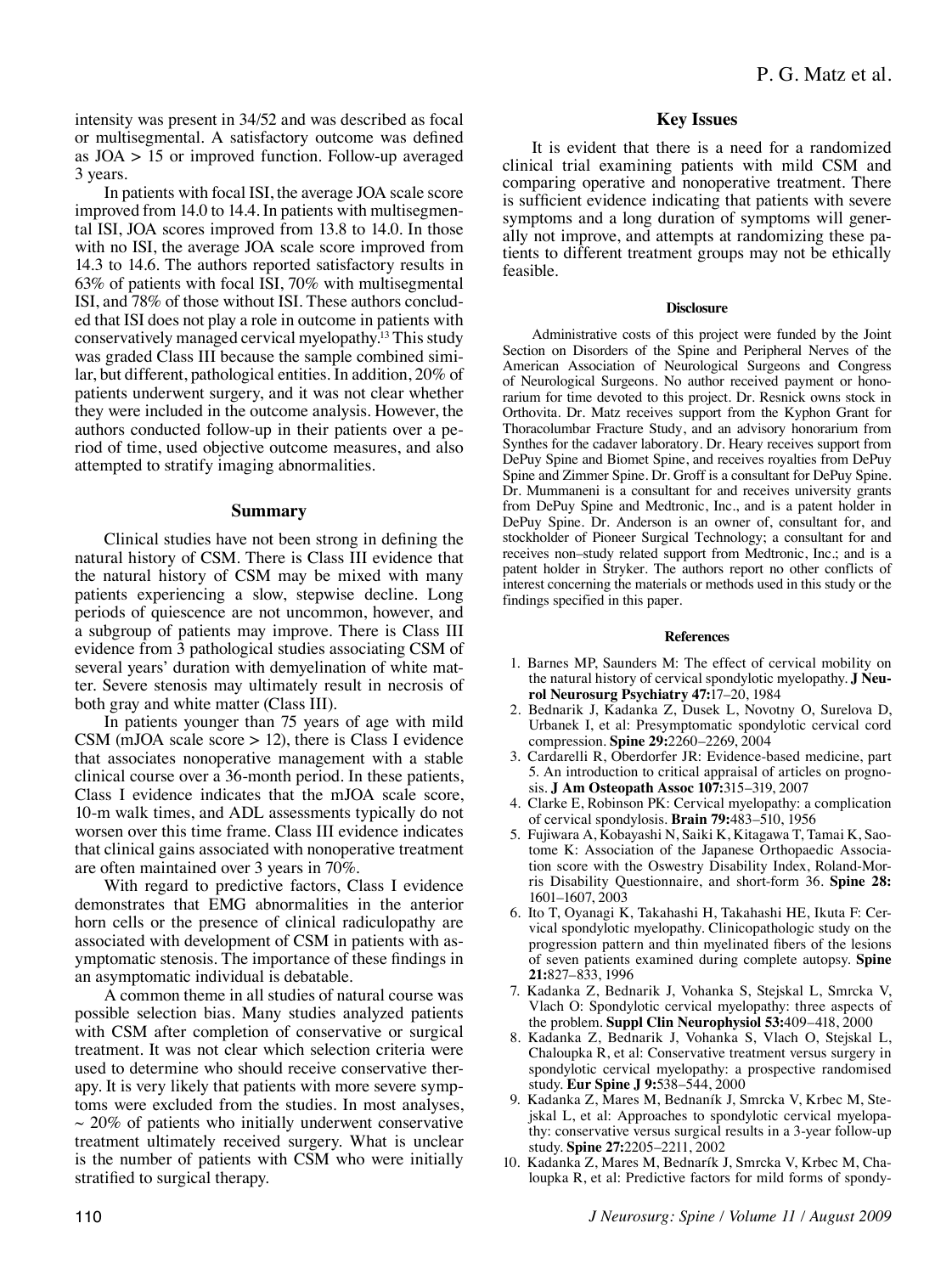intensity was present in 34/52 and was described as focal or multisegmental. A satisfactory outcome was defined as JOA > 15 or improved function. Follow-up averaged 3 years.

In patients with focal ISI, the average JOA scale score improved from 14.0 to 14.4. In patients with multisegmental ISI, JOA scores improved from 13.8 to 14.0. In those with no ISI, the average JOA scale score improved from 14.3 to 14.6. The authors reported satisfactory results in 63% of patients with focal ISI, 70% with multisegmental ISI, and 78% of those without ISI. These authors concluded that ISI does not play a role in outcome in patients with conservatively managed cervical myelopathy.[13] This study was graded Class III because the sample combined similar, but different, pathological entities. In addition, 20% of patients underwent surgery, and it was not clear whether they were included in the outcome analysis. However, the authors conducted follow-up in their patients over a period of time, used objective outcome measures, and also attempted to stratify imaging abnormalities.

## Summary

Clinical studies have not been strong in defining the natural history of CSM. There is Class III evidence that the natural history of CSM may be mixed with many patients experiencing a slow, stepwise decline. Long periods of quiescence are not uncommon, however, and a subgroup of patients may improve. There is Class III evidence from 3 pathological studies associating CSM of several years' duration with demyelination of white matter. Severe stenosis may ultimately result in necrosis of both gray and white matter (Class III).

In patients younger than 75 years of age with mild CSM (mJOA scale score > 12), there is Class I evidence that associates nonoperative management with a stable clinical course over a 36-month period. In these patients, Class I evidence indicates that the mJOA scale score, 10-m walk times, and ADL assessments typically do not worsen over this time frame. Class III evidence indicates that clinical gains associated with nonoperative treatment are often maintained over 3 years in 70%.

With regard to predictive factors, Class I evidence demonstrates that EMG abnormalities in the anterior horn cells or the presence of clinical radiculopathy are associated with development of CSM in patients with asymptomatic stenosis. The importance of these findings in an asymptomatic individual is debatable.

A common theme in all studies of natural course was possible selection bias. Many studies analyzed patients with CSM after completion of conservative or surgical treatment. It was not clear which selection criteria were used to determine who should receive conservative therapy. It is very likely that patients with more severe symptoms were excluded from the studies. In most analyses, ~ 20% of patients who initially underwent conservative treatment ultimately received surgery. What is unclear is the number of patients with CSM who were initially stratified to surgical therapy.

## Key Issues

It is evident that there is a need for a randomized clinical trial examining patients with mild CSM and comparing operative and nonoperative treatment. There is sufficient evidence indicating that patients with severe symptoms and a long duration of symptoms will generally not improve, and attempts at randomizing these patients to different treatment groups may not be ethically feasible.

#### Disclosure

Administrative costs of this project were funded by the Joint Section on Disorders of the Spine and Peripheral Nerves of the American Association of Neurological Surgeons and Congress of Neurological Surgeons. No author received payment or honorarium for time devoted to this project. Dr. Resnick owns stock in Orthovita. Dr. Matz receives support from the Kyphon Grant for Thoracolumbar Fracture Study, and an advisory honorarium from Synthes for the cadaver laboratory. Dr. Heary receives support from DePuy Spine and Biomet Spine, and receives royalties from DePuy Spine and Zimmer Spine. Dr. Groff is a consultant for DePuy Spine. Dr. Mummaneni is a consultant for and receives university grants from DePuy Spine and Medtronic, Inc., and is a patent holder in DePuy Spine. Dr. Anderson is an owner of, consultant for, and stockholder of Pioneer Surgical Technology; a consultant for and receives non–study related support from Medtronic, Inc.; and is a patent holder in Stryker. The authors report no other conflicts of interest concerning the materials or methods used in this study or the findings specified in this paper.

#### References

1. Barnes MP, Saunders M: The effect of cervical mobility on the natural history of cervical spondylotic myelopathy. **J Neurol Neurosurg Psychiatry 47:**17–20, 1984
2. Bednarik J, Kadanka Z, Dusek L, Novotny O, Surelova D, Urbanek I, et al: Presymptomatic spondylotic cervical cord compression. **Spine 29:**2260–2269, 2004
3. Cardarelli R, Oberdorfer JR: Evidence-based medicine, part 5. An introduction to critical appraisal of articles on prognosis. **J Am Osteopath Assoc 107:**315–319, 2007
4. Clarke E, Robinson PK: Cervical myelopathy: a complication of cervical spondylosis. **Brain 79:**483–510, 1956
5. Fujiwara A, Kobayashi N, Saiki K, Kitagawa T, Tamai K, Saotome K: Association of the Japanese Orthopaedic Association score with the Oswestry Disability Index, Roland-Morris Disability Questionnaire, and short-form 36. **Spine 28:** 1601–1607, 2003
6. Ito T, Oyanagi K, Takahashi H, Takahashi HE, Ikuta F: Cervical spondylotic myelopathy. Clinicopathologic study on the progression pattern and thin myelinated fibers of the lesions of seven patients examined during complete autopsy. **Spine 21:**827–833, 1996
7. Kadanka Z, Bednarik J, Vohanka S, Stejskal L, Smrcka V, Vlach O: Spondylotic cervical myelopathy: three aspects of the problem. **Suppl Clin Neurophysiol 53:**409–418, 2000
8. Kadanka Z, Bednarik J, Vohanka S, Vlach O, Stejskal L, Chaloupka R, et al: Conservative treatment versus surgery in spondylotic cervical myelopathy: a prospective randomised study. **Eur Spine J 9:**538–544, 2000
9. Kadanka Z, Mares M, Bednaník J, Smrcka V, Krbec M, Stejskal L, et al: Approaches to spondylotic cervical myelopathy: conservative versus surgical results in a 3-year follow-up study. **Spine 27:**2205–2211, 2002
10. Kadanka Z, Mares M, Bednarík J, Smrcka V, Krbec M, Chaloupka R, et al: Predictive factors for mild forms of spondy-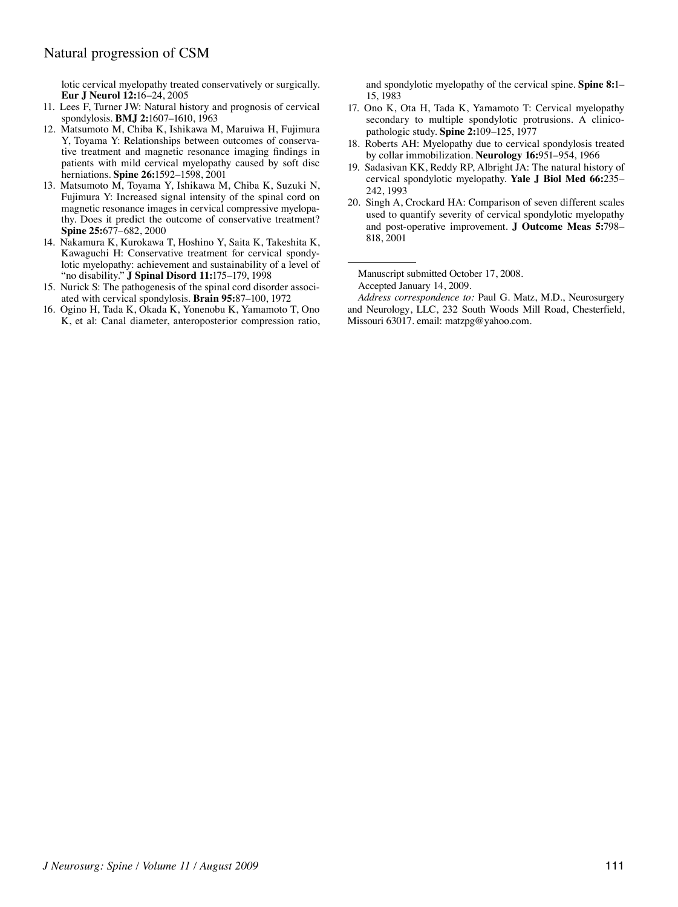lotic cervical myelopathy treated conservatively or surgically. **Eur J Neurol 12:**16–24, 2005

11. Lees F, Turner JW: Natural history and prognosis of cervical spondylosis. **BMJ 2:**1607–1610, 1963
12. Matsumoto M, Chiba K, Ishikawa M, Maruiwa H, Fujimura Y, Toyama Y: Relationships between outcomes of conservative treatment and magnetic resonance imaging findings in patients with mild cervical myelopathy caused by soft disc herniations. **Spine 26:**1592–1598, 2001
13. Matsumoto M, Toyama Y, Ishikawa M, Chiba K, Suzuki N, Fujimura Y: Increased signal intensity of the spinal cord on magnetic resonance images in cervical compressive myelopathy. Does it predict the outcome of conservative treatment? **Spine 25:**677–682, 2000
14. Nakamura K, Kurokawa T, Hoshino Y, Saita K, Takeshita K, Kawaguchi H: Conservative treatment for cervical spondylotic myelopathy: achievement and sustainability of a level of "no disability." **J Spinal Disord 11:**175–179, 1998
15. Nurick S: The pathogenesis of the spinal cord disorder associated with cervical spondylosis. **Brain 95:**87–100, 1972
16. Ogino H, Tada K, Okada K, Yonenobu K, Yamamoto T, Ono K, et al: Canal diameter, anteroposterior compression ratio, and spondylotic myelopathy of the cervical spine. **Spine 8:**1–15, 1983
17. Ono K, Ota H, Tada K, Yamamoto T: Cervical myelopathy secondary to multiple spondylotic protrusions. A clinicopathologic study. **Spine 2:**109–125, 1977
18. Roberts AH: Myelopathy due to cervical spondylosis treated by collar immobilization. **Neurology 16:**951–954, 1966
19. Sadasivan KK, Reddy RP, Albright JA: The natural history of cervical spondylotic myelopathy. **Yale J Biol Med 66:**235–242, 1993
20. Singh A, Crockard HA: Comparison of seven different scales used to quantify severity of cervical spondylotic myelopathy and post-operative improvement. **J Outcome Meas 5:**798–818, 2001

---

Manuscript submitted October 17, 2008.

Accepted January 14, 2009.

*Address correspondence to:* Paul G. Matz, M.D., Neurosurgery and Neurology, LLC, 232 South Woods Mill Road, Chesterfield, Missouri 63017. email: matzpg@yahoo.com.